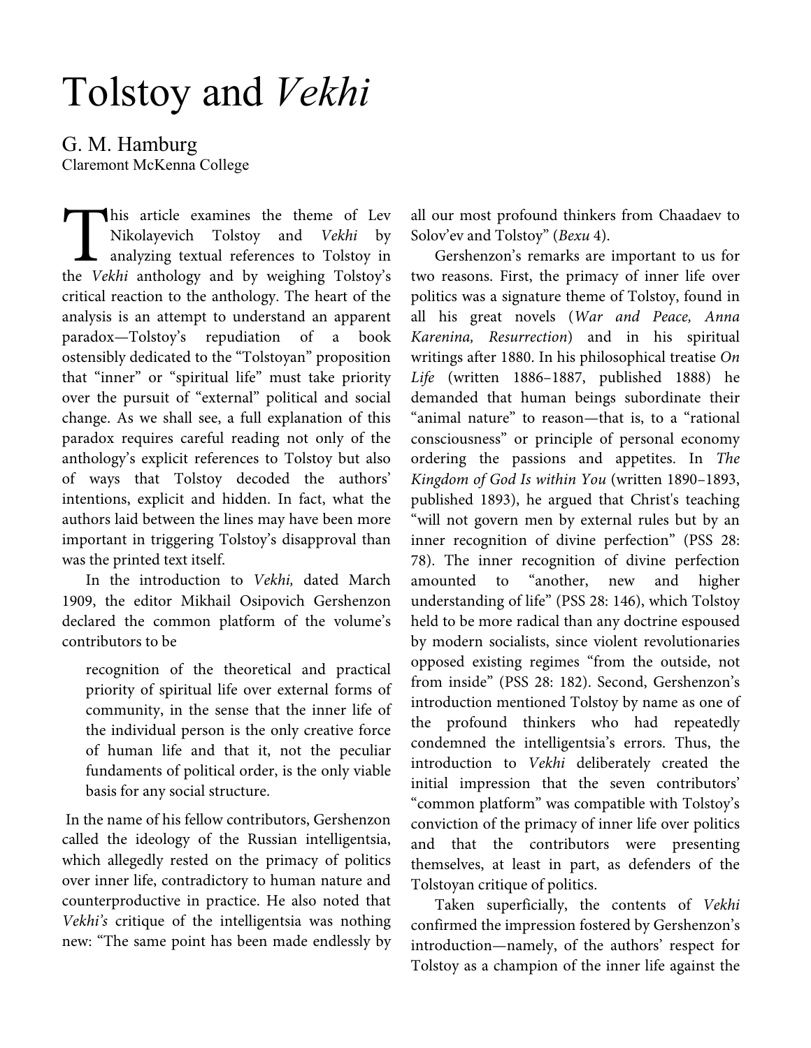# Tolstoy and *Vekhi*

G. M. Hamburg
Claremont McKenna College

This article examines the theme of Lev Nikolayevich Tolstoy and *Vekhi* by analyzing textual references to Tolstoy in the *Vekhi* anthology and by weighing Tolstoy's critical reaction to the anthology. The heart of the analysis is an attempt to understand an apparent paradox—Tolstoy's repudiation of a book ostensibly dedicated to the "Tolstoyan" proposition that "inner" or "spiritual life" must take priority over the pursuit of "external" political and social change. As we shall see, a full explanation of this paradox requires careful reading not only of the anthology's explicit references to Tolstoy but also of ways that Tolstoy decoded the authors' intentions, explicit and hidden. In fact, what the authors laid between the lines may have been more important in triggering Tolstoy's disapproval than was the printed text itself.

In the introduction to *Vekhi,* dated March 1909, the editor Mikhail Osipovich Gershenzon declared the common platform of the volume's contributors to be

> recognition of the theoretical and practical priority of spiritual life over external forms of community, in the sense that the inner life of the individual person is the only creative force of human life and that it, not the peculiar fundaments of political order, is the only viable basis for any social structure.

In the name of his fellow contributors, Gershenzon called the ideology of the Russian intelligentsia, which allegedly rested on the primacy of politics over inner life, contradictory to human nature and counterproductive in practice. He also noted that *Vekhi's* critique of the intelligentsia was nothing new: "The same point has been made endlessly by all our most profound thinkers from Chaadaev to Solov'ev and Tolstoy" (*Вехи* 4).

Gershenzon's remarks are important to us for two reasons. First, the primacy of inner life over politics was a signature theme of Tolstoy, found in all his great novels (*War and Peace, Anna Karenina, Resurrection*) and in his spiritual writings after 1880. In his philosophical treatise *On Life* (written 1886–1887, published 1888) he demanded that human beings subordinate their "animal nature" to reason—that is, to a "rational consciousness" or principle of personal economy ordering the passions and appetites. In *The Kingdom of God Is within You* (written 1890–1893, published 1893), he argued that Christ's teaching "will not govern men by external rules but by an inner recognition of divine perfection" (PSS 28: 78). The inner recognition of divine perfection amounted to "another, new and higher understanding of life" (PSS 28: 146), which Tolstoy held to be more radical than any doctrine espoused by modern socialists, since violent revolutionaries opposed existing regimes "from the outside, not from inside" (PSS 28: 182). Second, Gershenzon's introduction mentioned Tolstoy by name as one of the profound thinkers who had repeatedly condemned the intelligentsia's errors. Thus, the introduction to *Vekhi* deliberately created the initial impression that the seven contributors' "common platform" was compatible with Tolstoy's conviction of the primacy of inner life over politics and that the contributors were presenting themselves, at least in part, as defenders of the Tolstoyan critique of politics.

Taken superficially, the contents of *Vekhi* confirmed the impression fostered by Gershenzon's introduction—namely, of the authors' respect for Tolstoy as a champion of the inner life against the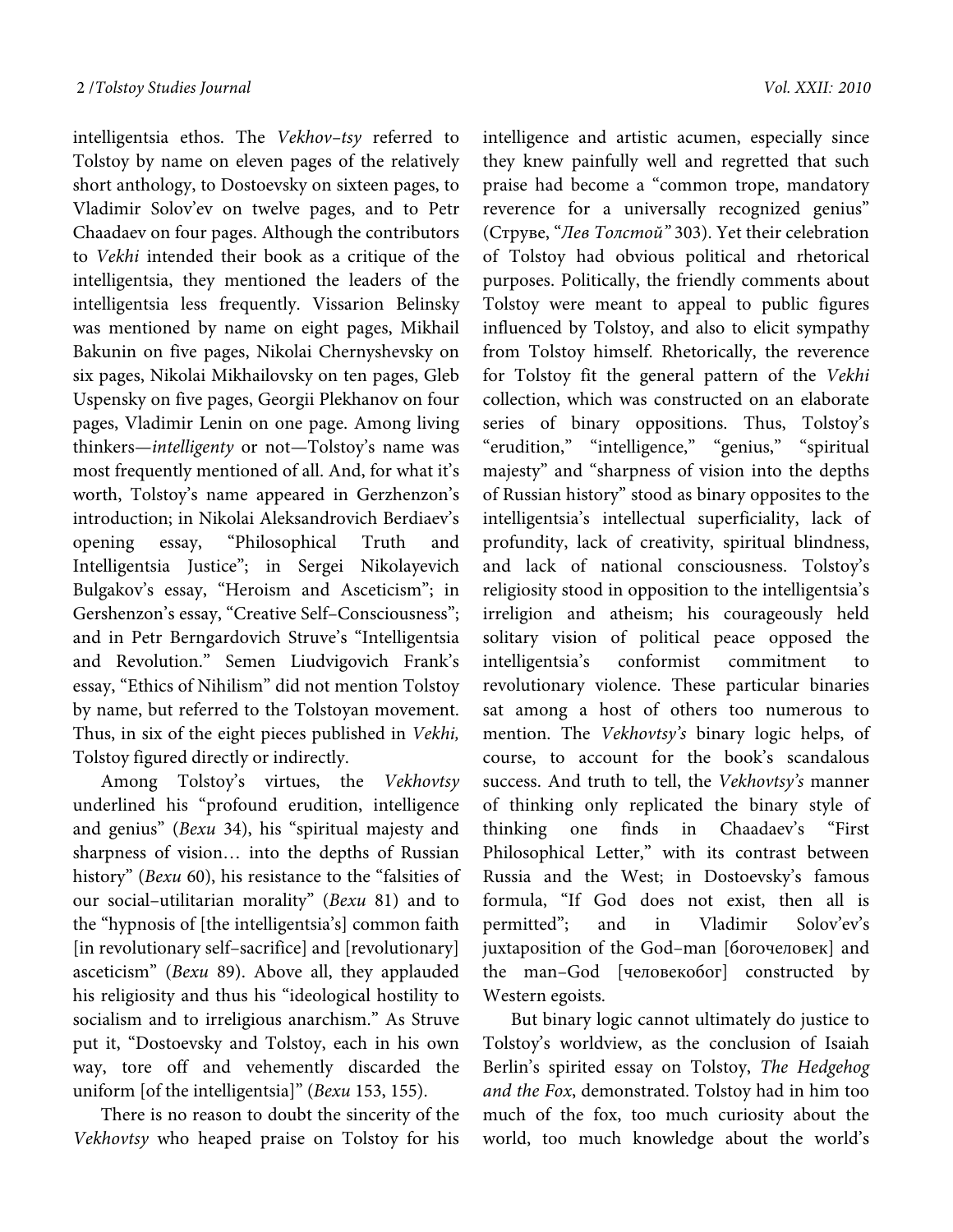intelligentsia ethos. The *Vekhov–tsy* referred to Tolstoy by name on eleven pages of the relatively short anthology, to Dostoevsky on sixteen pages, to Vladimir Solov'ev on twelve pages, and to Petr Chaadaev on four pages. Although the contributors to *Vekhi* intended their book as a critique of the intelligentsia, they mentioned the leaders of the intelligentsia less frequently. Vissarion Belinsky was mentioned by name on eight pages, Mikhail Bakunin on five pages, Nikolai Chernyshevsky on six pages, Nikolai Mikhailovsky on ten pages, Gleb Uspensky on five pages, Georgii Plekhanov on four pages, Vladimir Lenin on one page. Among living thinkers—*intelligenty* or not—Tolstoy's name was most frequently mentioned of all. And, for what it's worth, Tolstoy's name appeared in Gerzhenzon's introduction; in Nikolai Aleksandrovich Berdiaev's opening essay, "Philosophical Truth and Intelligentsia Justice"; in Sergei Nikolayevich Bulgakov's essay, "Heroism and Asceticism"; in Gershenzon's essay, "Creative Self–Consciousness"; and in Petr Berngardovich Struve's "Intelligentsia and Revolution." Semen Liudvigovich Frank's essay, "Ethics of Nihilism" did not mention Tolstoy by name, but referred to the Tolstoyan movement. Thus, in six of the eight pieces published in *Vekhi,* Tolstoy figured directly or indirectly.

Among Tolstoy's virtues, the *Vekhovtsy* underlined his "profound erudition, intelligence and genius" (*Вехи* 34), his "spiritual majesty and sharpness of vision… into the depths of Russian history" (*Вехи* 60), his resistance to the "falsities of our social–utilitarian morality" (*Вехи* 81) and to the "hypnosis of [the intelligentsia's] common faith [in revolutionary self–sacrifice] and [revolutionary] asceticism" (*Вехи* 89). Above all, they applauded his religiosity and thus his "ideological hostility to socialism and to irreligious anarchism." As Struve put it, "Dostoevsky and Tolstoy, each in his own way, tore off and vehemently discarded the uniform [of the intelligentsia]" (*Вехи* 153, 155).

There is no reason to doubt the sincerity of the *Vekhovtsy* who heaped praise on Tolstoy for his intelligence and artistic acumen, especially since they knew painfully well and regretted that such praise had become a "common trope, mandatory reverence for a universally recognized genius" (Струве, "*Лев Толстой*" 303). Yet their celebration of Tolstoy had obvious political and rhetorical purposes. Politically, the friendly comments about Tolstoy were meant to appeal to public figures influenced by Tolstoy, and also to elicit sympathy from Tolstoy himself. Rhetorically, the reverence for Tolstoy fit the general pattern of the *Vekhi* collection, which was constructed on an elaborate series of binary oppositions. Thus, Tolstoy's "erudition," "intelligence," "genius," "spiritual majesty" and "sharpness of vision into the depths of Russian history" stood as binary opposites to the intelligentsia's intellectual superficiality, lack of profundity, lack of creativity, spiritual blindness, and lack of national consciousness. Tolstoy's religiosity stood in opposition to the intelligentsia's irreligion and atheism; his courageously held solitary vision of political peace opposed the intelligentsia's conformist commitment to revolutionary violence. These particular binaries sat among a host of others too numerous to mention. The *Vekhovtsy's* binary logic helps, of course, to account for the book's scandalous success. And truth to tell, the *Vekhovtsy's* manner of thinking only replicated the binary style of thinking one finds in Chaadaev's "First Philosophical Letter," with its contrast between Russia and the West; in Dostoevsky's famous formula, "If God does not exist, then all is permitted"; and in Vladimir Solov'ev's juxtaposition of the God–man [богочеловек] and the man–God [человекобог] constructed by Western egoists.

But binary logic cannot ultimately do justice to Tolstoy's worldview, as the conclusion of Isaiah Berlin's spirited essay on Tolstoy, *The Hedgehog and the Fox*, demonstrated. Tolstoy had in him too much of the fox, too much curiosity about the world, too much knowledge about the world's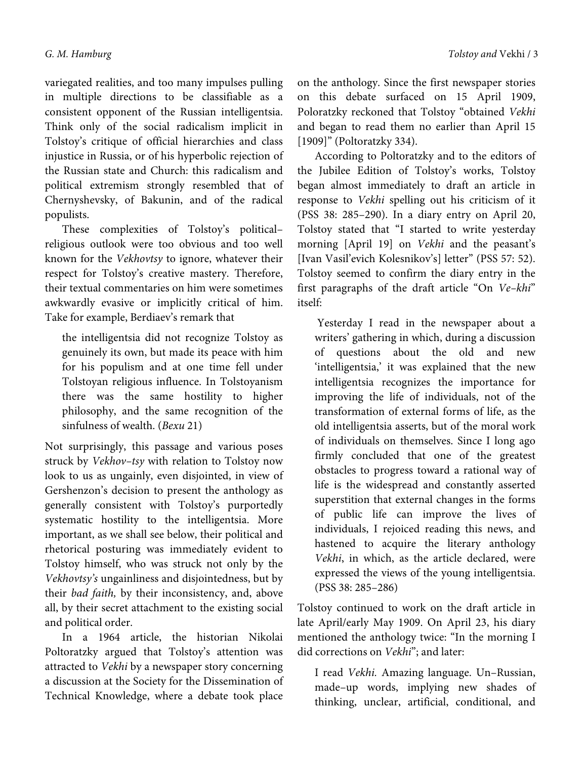variegated realities, and too many impulses pulling in multiple directions to be classifiable as a consistent opponent of the Russian intelligentsia. Think only of the social radicalism implicit in Tolstoy's critique of official hierarchies and class injustice in Russia, or of his hyperbolic rejection of the Russian state and Church: this radicalism and political extremism strongly resembled that of Chernyshevsky, of Bakunin, and of the radical populists.

These complexities of Tolstoy's political–religious outlook were too obvious and too well known for the *Vekhovtsy* to ignore, whatever their respect for Tolstoy's creative mastery. Therefore, their textual commentaries on him were sometimes awkwardly evasive or implicitly critical of him. Take for example, Berdiaev's remark that

> the intelligentsia did not recognize Tolstoy as genuinely its own, but made its peace with him for his populism and at one time fell under Tolstoyan religious influence. In Tolstoyanism there was the same hostility to higher philosophy, and the same recognition of the sinfulness of wealth. (*Вехи* 21)

Not surprisingly, this passage and various poses struck by *Vekhov–tsy* with relation to Tolstoy now look to us as ungainly, even disjointed, in view of Gershenzon's decision to present the anthology as generally consistent with Tolstoy's purportedly systematic hostility to the intelligentsia. More important, as we shall see below, their political and rhetorical posturing was immediately evident to Tolstoy himself, who was struck not only by the *Vekhovtsy's* ungainliness and disjointedness, but by their *bad faith,* by their inconsistency, and, above all, by their secret attachment to the existing social and political order.

In a 1964 article, the historian Nikolai Poltoratzky argued that Tolstoy's attention was attracted to *Vekhi* by a newspaper story concerning a discussion at the Society for the Dissemination of Technical Knowledge, where a debate took place on the anthology. Since the first newspaper stories on this debate surfaced on 15 April 1909, Poloratzky reckoned that Tolstoy "obtained *Vekhi* and began to read them no earlier than April 15 [1909]" (Poltoratzky 334).

According to Poltoratzky and to the editors of the Jubilee Edition of Tolstoy's works, Tolstoy began almost immediately to draft an article in response to *Vekhi* spelling out his criticism of it (PSS 38: 285–290). In a diary entry on April 20, Tolstoy stated that "I started to write yesterday morning [April 19] on *Vekhi* and the peasant's [Ivan Vasil'evich Kolesnikov's] letter" (PSS 57: 52). Tolstoy seemed to confirm the diary entry in the first paragraphs of the draft article "On *Ve–khi*" itself:

> Yesterday I read in the newspaper about a writers' gathering in which, during a discussion of questions about the old and new 'intelligentsia,' it was explained that the new intelligentsia recognizes the importance for improving the life of individuals, not of the transformation of external forms of life, as the old intelligentsia asserts, but of the moral work of individuals on themselves. Since I long ago firmly concluded that one of the greatest obstacles to progress toward a rational way of life is the widespread and constantly asserted superstition that external changes in the forms of public life can improve the lives of individuals, I rejoiced reading this news, and hastened to acquire the literary anthology *Vekhi*, in which, as the article declared, were expressed the views of the young intelligentsia. (PSS 38: 285–286)

Tolstoy continued to work on the draft article in late April/early May 1909. On April 23, his diary mentioned the anthology twice: "In the morning I did corrections on *Vekhi*"; and later:

> I read *Vekhi.* Amazing language. Un–Russian, made–up words, implying new shades of thinking, unclear, artificial, conditional, and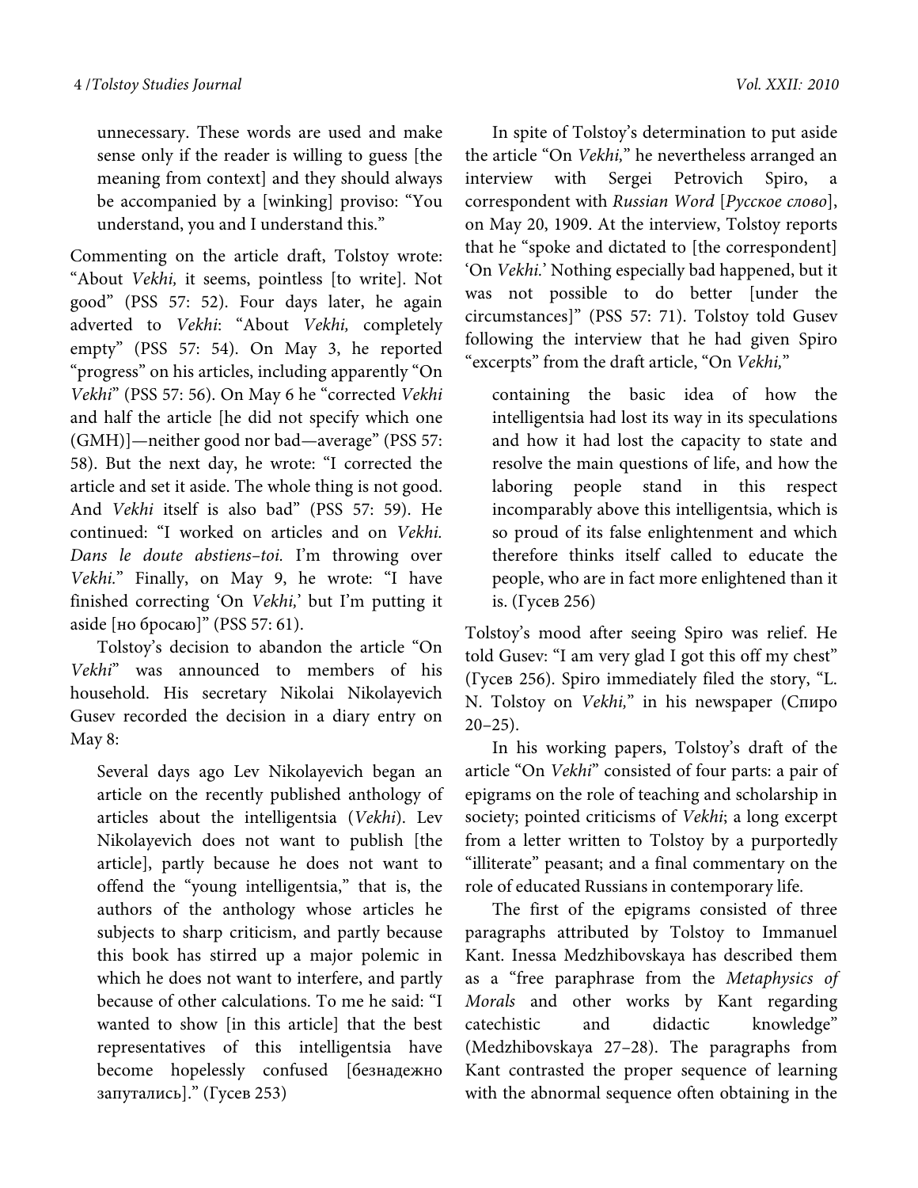> unnecessary. These words are used and make sense only if the reader is willing to guess [the meaning from context] and they should always be accompanied by a [winking] proviso: "You understand, you and I understand this."

Commenting on the article draft, Tolstoy wrote: "About *Vekhi,* it seems, pointless [to write]. Not good" (PSS 57: 52). Four days later, he again adverted to *Vekhi*: "About *Vekhi,* completely empty" (PSS 57: 54). On May 3, he reported "progress" on his articles, including apparently "On *Vekhi*" (PSS 57: 56). On May 6 he "corrected *Vekhi* and half the article [he did not specify which one (GMH)]—neither good nor bad—average" (PSS 57: 58). But the next day, he wrote: "I corrected the article and set it aside. The whole thing is not good. And *Vekhi* itself is also bad" (PSS 57: 59). He continued: "I worked on articles and on *Vekhi. Dans le doute abstiens-toi.* I'm throwing over *Vekhi.*" Finally, on May 9, he wrote: "I have finished correcting 'On *Vekhi,*' but I'm putting it aside [но бросаю]" (PSS 57: 61).

Tolstoy's decision to abandon the article "On *Vekhi*" was announced to members of his household. His secretary Nikolai Nikolayevich Gusev recorded the decision in a diary entry on May 8:

> Several days ago Lev Nikolayevich began an article on the recently published anthology of articles about the intelligentsia (*Vekhi*). Lev Nikolayevich does not want to publish [the article], partly because he does not want to offend the "young intelligentsia," that is, the authors of the anthology whose articles he subjects to sharp criticism, and partly because this book has stirred up a major polemic in which he does not want to interfere, and partly because of other calculations. To me he said: "I wanted to show [in this article] that the best representatives of this intelligentsia have become hopelessly confused [безнадежно запутались]." (Гусев 253)

In spite of Tolstoy's determination to put aside the article "On *Vekhi,*" he nevertheless arranged an interview with Sergei Petrovich Spiro, a correspondent with *Russian Word* [*Русское слово*], on May 20, 1909. At the interview, Tolstoy reports that he "spoke and dictated to [the correspondent] 'On *Vekhi.*' Nothing especially bad happened, but it was not possible to do better [under the circumstances]" (PSS 57: 71). Tolstoy told Gusev following the interview that he had given Spiro "excerpts" from the draft article, "On *Vekhi,*"

> containing the basic idea of how the intelligentsia had lost its way in its speculations and how it had lost the capacity to state and resolve the main questions of life, and how the laboring people stand in this respect incomparably above this intelligentsia, which is so proud of its false enlightenment and which therefore thinks itself called to educate the people, who are in fact more enlightened than it is. (Гусев 256)

Tolstoy's mood after seeing Spiro was relief. He told Gusev: "I am very glad I got this off my chest" (Гусев 256). Spiro immediately filed the story, "L. N. Tolstoy on *Vekhi,*" in his newspaper (Спиро 20–25).

In his working papers, Tolstoy's draft of the article "On *Vekhi*" consisted of four parts: a pair of epigrams on the role of teaching and scholarship in society; pointed criticisms of *Vekhi*; a long excerpt from a letter written to Tolstoy by a purportedly "illiterate" peasant; and a final commentary on the role of educated Russians in contemporary life.

The first of the epigrams consisted of three paragraphs attributed by Tolstoy to Immanuel Kant. Inessa Medzhibovskaya has described them as a "free paraphrase from the *Metaphysics of Morals* and other works by Kant regarding catechistic and didactic knowledge" (Medzhibovskaya 27–28). The paragraphs from Kant contrasted the proper sequence of learning with the abnormal sequence often obtaining in the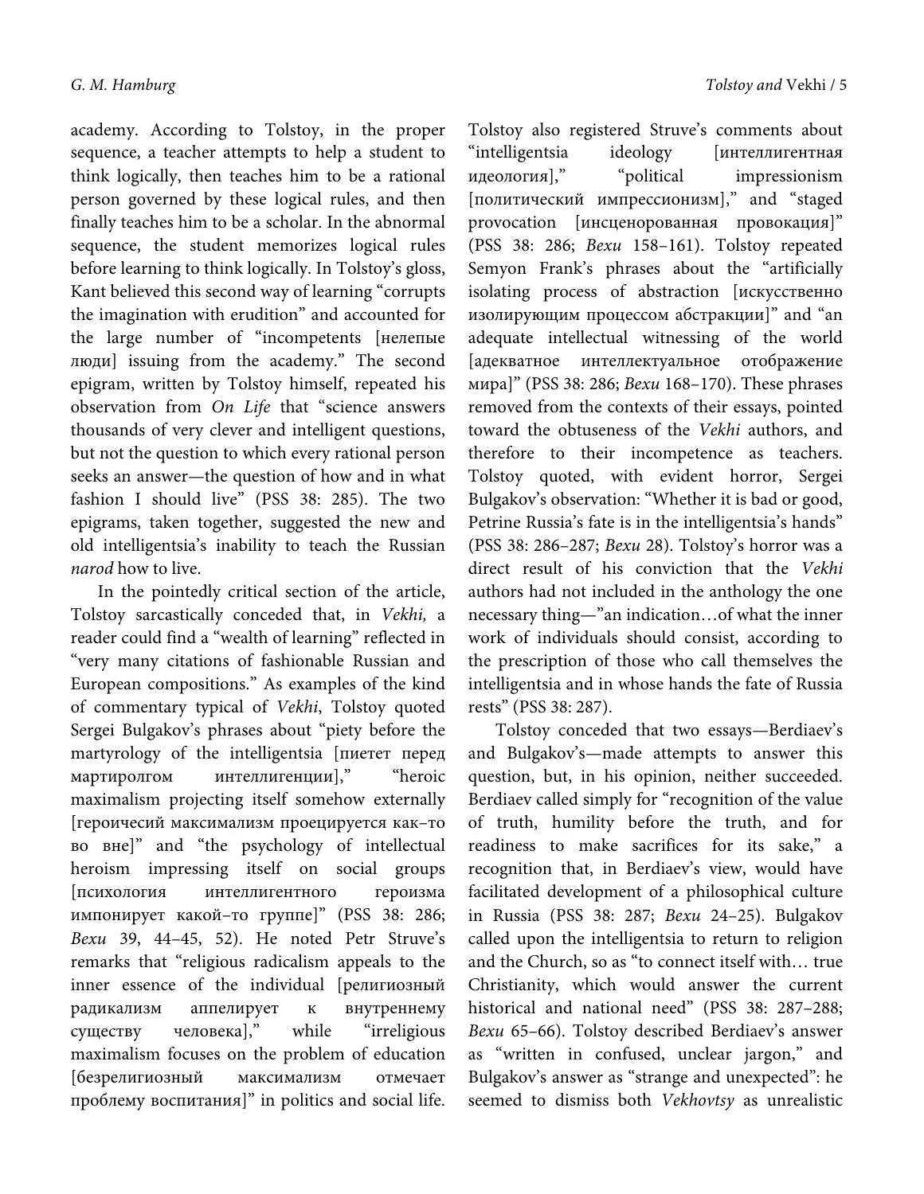academy. According to Tolstoy, in the proper sequence, a teacher attempts to help a student to think logically, then teaches him to be a rational person governed by these logical rules, and then finally teaches him to be a scholar. In the abnormal sequence, the student memorizes logical rules before learning to think logically. In Tolstoy's gloss, Kant believed this second way of learning "corrupts the imagination with erudition" and accounted for the large number of "incompetents [нелепые люди] issuing from the academy." The second epigram, written by Tolstoy himself, repeated his observation from *On Life* that "science answers thousands of very clever and intelligent questions, but not the question to which every rational person seeks an answer—the question of how and in what fashion I should live" (PSS 38: 285). The two epigrams, taken together, suggested the new and old intelligentsia's inability to teach the Russian *narod* how to live.

In the pointedly critical section of the article, Tolstoy sarcastically conceded that, in *Vekhi,* a reader could find a "wealth of learning" reflected in "very many citations of fashionable Russian and European compositions." As examples of the kind of commentary typical of *Vekhi*, Tolstoy quoted Sergei Bulgakov's phrases about "piety before the martyrology of the intelligentsia [пиетет перед мартиролгом интеллигенции]," "heroic maximalism projecting itself somehow externally [героичесий максимализм проецируется как–то во вне]" and "the psychology of intellectual heroism impressing itself on social groups [психология интеллигентного героизма импонирует какой–то группе]" (PSS 38: 286; *Вехи* 39, 44–45, 52). He noted Petr Struve's remarks that "religious radicalism appeals to the inner essence of the individual [религиозный радикализм аппелирует к внутреннему существу человека]," while "irreligious maximalism focuses on the problem of education [безрелигиозный максимализм отмечает проблему воспитания]" in politics and social life. Tolstoy also registered Struve's comments about "intelligentsia ideology [интеллигентная идеология]," "political impressionism [политический импрессионизм]," and "staged provocation [инсценорованная провокация]" (PSS 38: 286; *Вехи* 158–161). Tolstoy repeated Semyon Frank's phrases about the "artificially isolating process of abstraction [искусственно изолирующим процессом абстракции]" and "an adequate intellectual witnessing of the world [адекватное интеллектуальное отображение мира]" (PSS 38: 286; *Вехи* 168–170). These phrases removed from the contexts of their essays, pointed toward the obtuseness of the *Vekhi* authors, and therefore to their incompetence as teachers. Tolstoy quoted, with evident horror, Sergei Bulgakov's observation: "Whether it is bad or good, Petrine Russia's fate is in the intelligentsia's hands" (PSS 38: 286–287; *Вехи* 28). Tolstoy's horror was a direct result of his conviction that the *Vekhi* authors had not included in the anthology the one necessary thing—"an indication…of what the inner work of individuals should consist, according to the prescription of those who call themselves the intelligentsia and in whose hands the fate of Russia rests" (PSS 38: 287).

Tolstoy conceded that two essays—Berdiaev's and Bulgakov's—made attempts to answer this question, but, in his opinion, neither succeeded. Berdiaev called simply for "recognition of the value of truth, humility before the truth, and for readiness to make sacrifices for its sake," a recognition that, in Berdiaev's view, would have facilitated development of a philosophical culture in Russia (PSS 38: 287; *Вехи* 24–25). Bulgakov called upon the intelligentsia to return to religion and the Church, so as "to connect itself with… true Christianity, which would answer the current historical and national need" (PSS 38: 287–288; *Вехи* 65–66). Tolstoy described Berdiaev's answer as "written in confused, unclear jargon," and Bulgakov's answer as "strange and unexpected": he seemed to dismiss both *Vekhovtsy* as unrealistic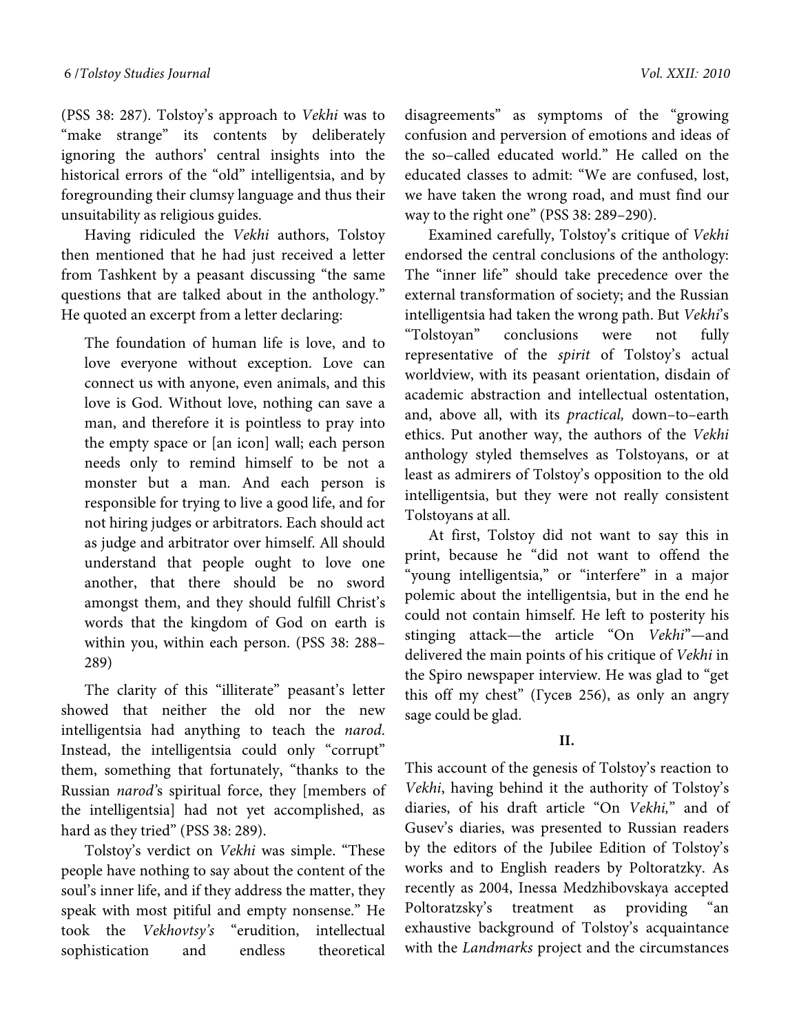(PSS 38: 287). Tolstoy's approach to *Vekhi* was to "make strange" its contents by deliberately ignoring the authors' central insights into the historical errors of the "old" intelligentsia, and by foregrounding their clumsy language and thus their unsuitability as religious guides.

Having ridiculed the *Vekhi* authors, Tolstoy then mentioned that he had just received a letter from Tashkent by a peasant discussing "the same questions that are talked about in the anthology." He quoted an excerpt from a letter declaring:

> The foundation of human life is love, and to love everyone without exception. Love can connect us with anyone, even animals, and this love is God. Without love, nothing can save a man, and therefore it is pointless to pray into the empty space or [an icon] wall; each person needs only to remind himself to be not a monster but a man. And each person is responsible for trying to live a good life, and for not hiring judges or arbitrators. Each should act as judge and arbitrator over himself. All should understand that people ought to love one another, that there should be no sword amongst them, and they should fulfill Christ's words that the kingdom of God on earth is within you, within each person. (PSS 38: 288–289)

The clarity of this "illiterate" peasant's letter showed that neither the old nor the new intelligentsia had anything to teach the *narod*. Instead, the intelligentsia could only "corrupt" them, something that fortunately, "thanks to the Russian *narod*'s spiritual force, they [members of the intelligentsia] had not yet accomplished, as hard as they tried" (PSS 38: 289).

Tolstoy's verdict on *Vekhi* was simple. "These people have nothing to say about the content of the soul's inner life, and if they address the matter, they speak with most pitiful and empty nonsense." He took the *Vekhovtsy's* "erudition, intellectual sophistication and endless theoretical disagreements" as symptoms of the "growing confusion and perversion of emotions and ideas of the so–called educated world." He called on the educated classes to admit: "We are confused, lost, we have taken the wrong road, and must find our way to the right one" (PSS 38: 289–290).

Examined carefully, Tolstoy's critique of *Vekhi* endorsed the central conclusions of the anthology: The "inner life" should take precedence over the external transformation of society; and the Russian intelligentsia had taken the wrong path. But *Vekhi*'s "Tolstoyan" conclusions were not fully representative of the *spirit* of Tolstoy's actual worldview, with its peasant orientation, disdain of academic abstraction and intellectual ostentation, and, above all, with its *practical,* down–to–earth ethics. Put another way, the authors of the *Vekhi* anthology styled themselves as Tolstoyans, or at least as admirers of Tolstoy's opposition to the old intelligentsia, but they were not really consistent Tolstoyans at all.

At first, Tolstoy did not want to say this in print, because he "did not want to offend the "young intelligentsia," or "interfere" in a major polemic about the intelligentsia, but in the end he could not contain himself. He left to posterity his stinging attack—the article "On *Vekhi*"—and delivered the main points of his critique of *Vekhi* in the Spiro newspaper interview. He was glad to "get this off my chest" (Гусев 256), as only an angry sage could be glad.

## II.

This account of the genesis of Tolstoy's reaction to *Vekhi*, having behind it the authority of Tolstoy's diaries, of his draft article "On *Vekhi,*" and of Gusev's diaries, was presented to Russian readers by the editors of the Jubilee Edition of Tolstoy's works and to English readers by Poltoratzky. As recently as 2004, Inessa Medzhibovskaya accepted Poltoratzsky's treatment as providing "an exhaustive background of Tolstoy's acquaintance with the *Landmarks* project and the circumstances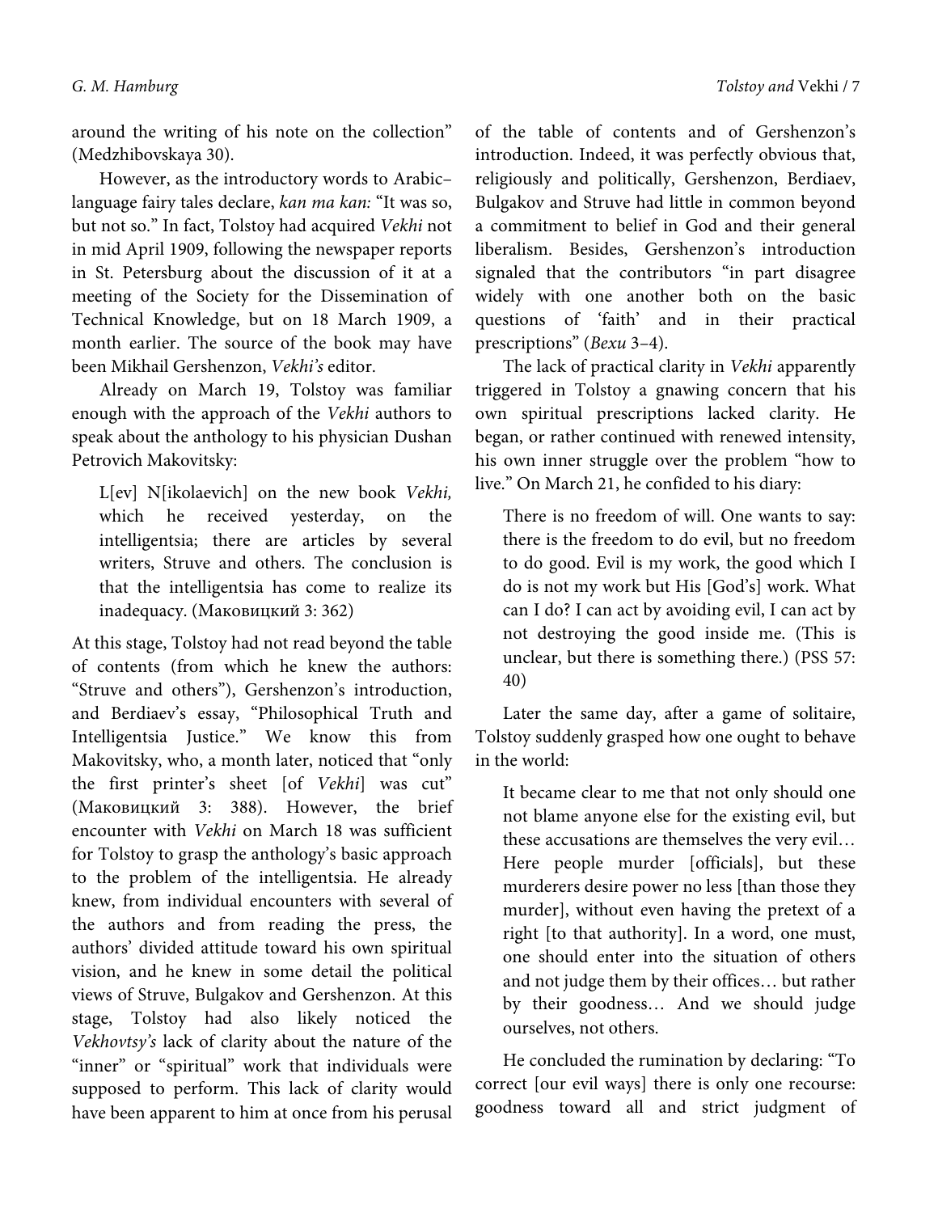around the writing of his note on the collection" (Medzhibovskaya 30).

However, as the introductory words to Arabic–language fairy tales declare, *kan ma kan:* "It was so, but not so." In fact, Tolstoy had acquired *Vekhi* not in mid April 1909, following the newspaper reports in St. Petersburg about the discussion of it at a meeting of the Society for the Dissemination of Technical Knowledge, but on 18 March 1909, a month earlier. The source of the book may have been Mikhail Gershenzon, *Vekhi's* editor.

Already on March 19, Tolstoy was familiar enough with the approach of the *Vekhi* authors to speak about the anthology to his physician Dushan Petrovich Makovitsky:

> L[ev] N[ikolaevich] on the new book *Vekhi,* which he received yesterday, on the intelligentsia; there are articles by several writers, Struve and others. The conclusion is that the intelligentsia has come to realize its inadequacy. (Маковицкий 3: 362)

At this stage, Tolstoy had not read beyond the table of contents (from which he knew the authors: "Struve and others"), Gershenzon's introduction, and Berdiaev's essay, "Philosophical Truth and Intelligentsia Justice." We know this from Makovitsky, who, a month later, noticed that "only the first printer's sheet [of *Vekhi*] was cut" (Маковицкий 3: 388). However, the brief encounter with *Vekhi* on March 18 was sufficient for Tolstoy to grasp the anthology's basic approach to the problem of the intelligentsia. He already knew, from individual encounters with several of the authors and from reading the press, the authors' divided attitude toward his own spiritual vision, and he knew in some detail the political views of Struve, Bulgakov and Gershenzon. At this stage, Tolstoy had also likely noticed the *Vekhovtsy's* lack of clarity about the nature of the "inner" or "spiritual" work that individuals were supposed to perform. This lack of clarity would have been apparent to him at once from his perusal of the table of contents and of Gershenzon's introduction. Indeed, it was perfectly obvious that, religiously and politically, Gershenzon, Berdiaev, Bulgakov and Struve had little in common beyond a commitment to belief in God and their general liberalism. Besides, Gershenzon's introduction signaled that the contributors "in part disagree widely with one another both on the basic questions of 'faith' and in their practical prescriptions" (*Вехи* 3–4).

The lack of practical clarity in *Vekhi* apparently triggered in Tolstoy a gnawing concern that his own spiritual prescriptions lacked clarity. He began, or rather continued with renewed intensity, his own inner struggle over the problem "how to live." On March 21, he confided to his diary:

> There is no freedom of will. One wants to say: there is the freedom to do evil, but no freedom to do good. Evil is my work, the good which I do is not my work but His [God's] work. What can I do? I can act by avoiding evil, I can act by not destroying the good inside me. (This is unclear, but there is something there.) (PSS 57: 40)

Later the same day, after a game of solitaire, Tolstoy suddenly grasped how one ought to behave in the world:

> It became clear to me that not only should one not blame anyone else for the existing evil, but these accusations are themselves the very evil… Here people murder [officials], but these murderers desire power no less [than those they murder], without even having the pretext of a right [to that authority]. In a word, one must, one should enter into the situation of others and not judge them by their offices… but rather by their goodness… And we should judge ourselves, not others.

He concluded the rumination by declaring: "To correct [our evil ways] there is only one recourse: goodness toward all and strict judgment of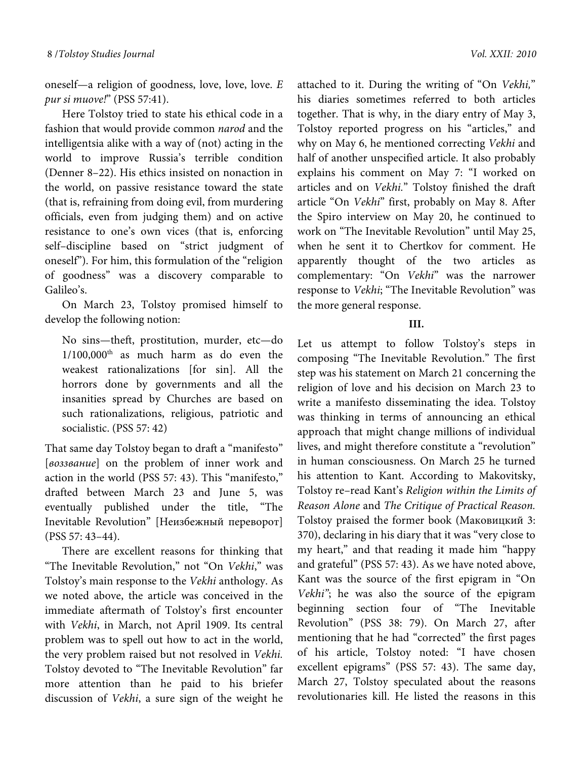oneself—a religion of goodness, love, love, love. *E pur si muove!*" (PSS 57:41).

Here Tolstoy tried to state his ethical code in a fashion that would provide common *narod* and the intelligentsia alike with a way of (not) acting in the world to improve Russia's terrible condition (Denner 8–22). His ethics insisted on nonaction in the world, on passive resistance toward the state (that is, refraining from doing evil, from murdering officials, even from judging them) and on active resistance to one's own vices (that is, enforcing self–discipline based on "strict judgment of oneself"). For him, this formulation of the "religion of goodness" was a discovery comparable to Galileo's.

On March 23, Tolstoy promised himself to develop the following notion:

> No sins—theft, prostitution, murder, etc—do 1/100,000th as much harm as do even the weakest rationalizations [for sin]. All the horrors done by governments and all the insanities spread by Churches are based on such rationalizations, religious, patriotic and socialistic. (PSS 57: 42)

That same day Tolstoy began to draft a "manifesto" [*воззвание*] on the problem of inner work and action in the world (PSS 57: 43). This "manifesto," drafted between March 23 and June 5, was eventually published under the title, "The Inevitable Revolution" [Неизбежный переворот] (PSS 57: 43–44).

There are excellent reasons for thinking that "The Inevitable Revolution," not "On *Vekhi*," was Tolstoy's main response to the *Vekhi* anthology. As we noted above, the article was conceived in the immediate aftermath of Tolstoy's first encounter with *Vekhi*, in March, not April 1909. Its central problem was to spell out how to act in the world, the very problem raised but not resolved in *Vekhi.* Tolstoy devoted to "The Inevitable Revolution" far more attention than he paid to his briefer discussion of *Vekhi*, a sure sign of the weight he attached to it. During the writing of "On *Vekhi,*" his diaries sometimes referred to both articles together. That is why, in the diary entry of May 3, Tolstoy reported progress on his "articles," and why on May 6, he mentioned correcting *Vekhi* and half of another unspecified article. It also probably explains his comment on May 7: "I worked on articles and on *Vekhi.*" Tolstoy finished the draft article "On *Vekhi*" first, probably on May 8. After the Spiro interview on May 20, he continued to work on "The Inevitable Revolution" until May 25, when he sent it to Chertkov for comment. He apparently thought of the two articles as complementary: "On *Vekhi*" was the narrower response to *Vekhi*; "The Inevitable Revolution" was the more general response.

## III.

Let us attempt to follow Tolstoy's steps in composing "The Inevitable Revolution." The first step was his statement on March 21 concerning the religion of love and his decision on March 23 to write a manifesto disseminating the idea. Tolstoy was thinking in terms of announcing an ethical approach that might change millions of individual lives, and might therefore constitute a "revolution" in human consciousness. On March 25 he turned his attention to Kant. According to Makovitsky, Tolstoy re–read Kant's *Religion within the Limits of Reason Alone* and *The Critique of Practical Reason.* Tolstoy praised the former book (Маковицкий 3: 370), declaring in his diary that it was "very close to my heart," and that reading it made him "happy and grateful" (PSS 57: 43). As we have noted above, Kant was the source of the first epigram in "On *Vekhi*"; he was also the source of the epigram beginning section four of "The Inevitable Revolution" (PSS 38: 79). On March 27, after mentioning that he had "corrected" the first pages of his article, Tolstoy noted: "I have chosen excellent epigrams" (PSS 57: 43). The same day, March 27, Tolstoy speculated about the reasons revolutionaries kill. He listed the reasons in this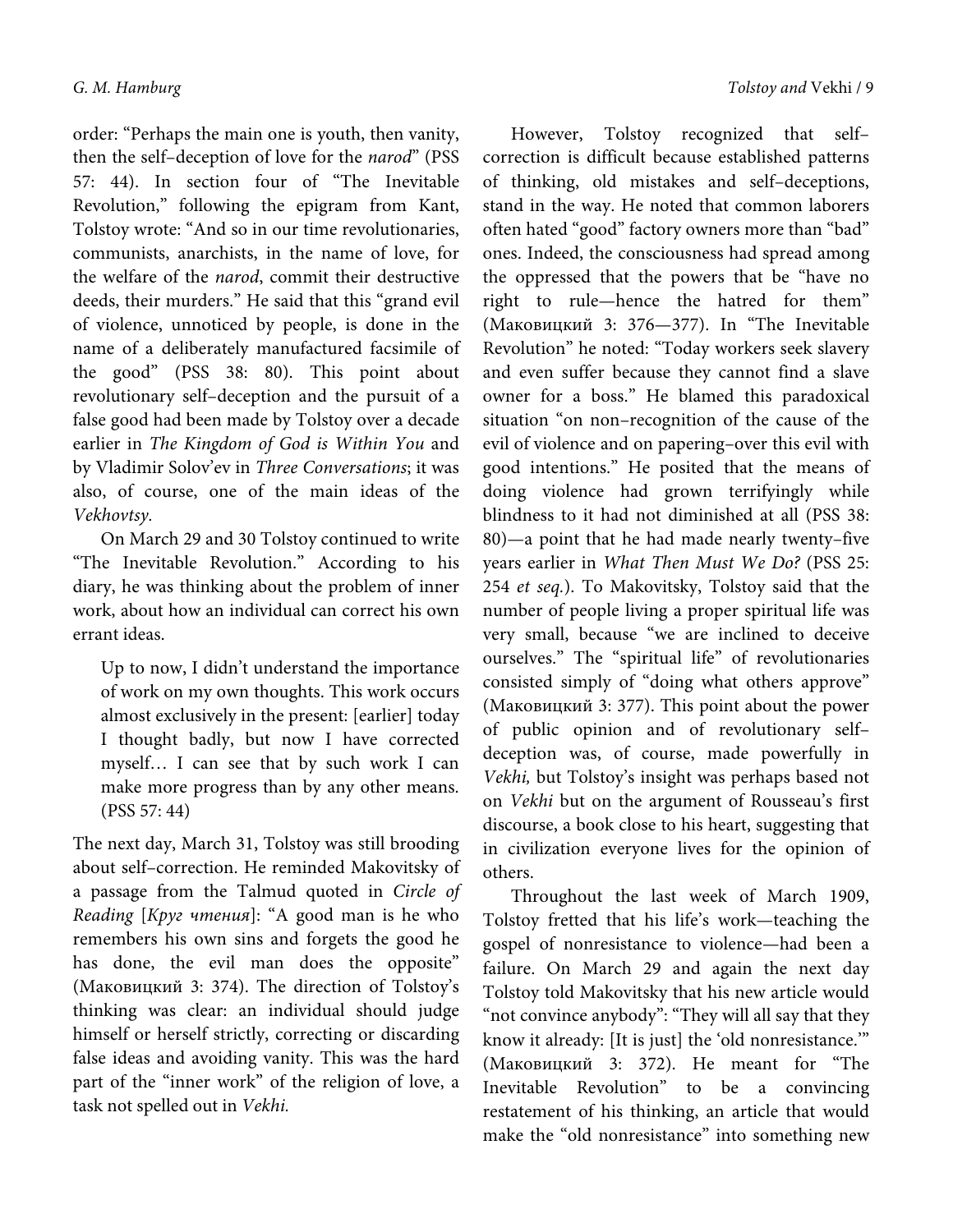order: "Perhaps the main one is youth, then vanity, then the self–deception of love for the *narod*" (PSS 57: 44). In section four of "The Inevitable Revolution," following the epigram from Kant, Tolstoy wrote: "And so in our time revolutionaries, communists, anarchists, in the name of love, for the welfare of the *narod*, commit their destructive deeds, their murders." He said that this "grand evil of violence, unnoticed by people, is done in the name of a deliberately manufactured facsimile of the good" (PSS 38: 80). This point about revolutionary self–deception and the pursuit of a false good had been made by Tolstoy over a decade earlier in *The Kingdom of God is Within You* and by Vladimir Solov'ev in *Three Conversations*; it was also, of course, one of the main ideas of the *Vekhovtsy*.

On March 29 and 30 Tolstoy continued to write "The Inevitable Revolution." According to his diary, he was thinking about the problem of inner work, about how an individual can correct his own errant ideas.

> Up to now, I didn't understand the importance of work on my own thoughts. This work occurs almost exclusively in the present: [earlier] today I thought badly, but now I have corrected myself… I can see that by such work I can make more progress than by any other means. (PSS 57: 44)

The next day, March 31, Tolstoy was still brooding about self–correction. He reminded Makovitsky of a passage from the Talmud quoted in *Circle of Reading* [*Круг чтения*]: "A good man is he who remembers his own sins and forgets the good he has done, the evil man does the opposite" (Маковицкий 3: 374). The direction of Tolstoy's thinking was clear: an individual should judge himself or herself strictly, correcting or discarding false ideas and avoiding vanity. This was the hard part of the "inner work" of the religion of love, a task not spelled out in *Vekhi.*

However, Tolstoy recognized that self–correction is difficult because established patterns of thinking, old mistakes and self–deceptions, stand in the way. He noted that common laborers often hated "good" factory owners more than "bad" ones. Indeed, the consciousness had spread among the oppressed that the powers that be "have no right to rule—hence the hatred for them" (Маковицкий 3: 376—377). In "The Inevitable Revolution" he noted: "Today workers seek slavery and even suffer because they cannot find a slave owner for a boss." He blamed this paradoxical situation "on non–recognition of the cause of the evil of violence and on papering–over this evil with good intentions." He posited that the means of doing violence had grown terrifyingly while blindness to it had not diminished at all (PSS 38: 80)—a point that he had made nearly twenty–five years earlier in *What Then Must We Do?* (PSS 25: 254 *et seq.*). To Makovitsky, Tolstoy said that the number of people living a proper spiritual life was very small, because "we are inclined to deceive ourselves." The "spiritual life" of revolutionaries consisted simply of "doing what others approve" (Маковицкий 3: 377). This point about the power of public opinion and of revolutionary self–deception was, of course, made powerfully in *Vekhi,* but Tolstoy's insight was perhaps based not on *Vekhi* but on the argument of Rousseau's first discourse, a book close to his heart, suggesting that in civilization everyone lives for the opinion of others.

Throughout the last week of March 1909, Tolstoy fretted that his life's work—teaching the gospel of nonresistance to violence—had been a failure. On March 29 and again the next day Tolstoy told Makovitsky that his new article would "not convince anybody": "They will all say that they know it already: [It is just] the 'old nonresistance.'" (Маковицкий 3: 372). He meant for "The Inevitable Revolution" to be a convincing restatement of his thinking, an article that would make the "old nonresistance" into something new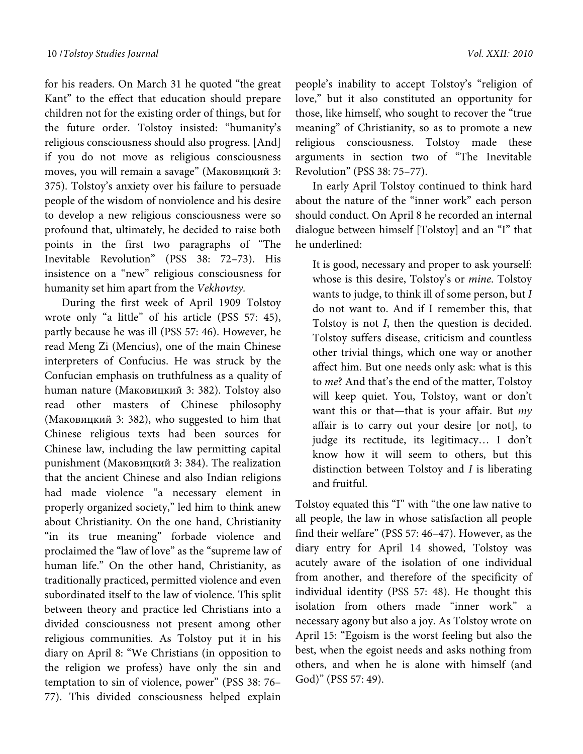for his readers. On March 31 he quoted "the great Kant" to the effect that education should prepare children not for the existing order of things, but for the future order. Tolstoy insisted: "humanity's religious consciousness should also progress. [And] if you do not move as religious consciousness moves, you will remain a savage" (Маковицкий 3: 375). Tolstoy's anxiety over his failure to persuade people of the wisdom of nonviolence and his desire to develop a new religious consciousness were so profound that, ultimately, he decided to raise both points in the first two paragraphs of "The Inevitable Revolution" (PSS 38: 72–73). His insistence on a "new" religious consciousness for humanity set him apart from the *Vekhovtsy*.

During the first week of April 1909 Tolstoy wrote only "a little" of his article (PSS 57: 45), partly because he was ill (PSS 57: 46). However, he read Meng Zi (Mencius), one of the main Chinese interpreters of Confucius. He was struck by the Confucian emphasis on truthfulness as a quality of human nature (Маковицкий 3: 382). Tolstoy also read other masters of Chinese philosophy (Маковицкий 3: 382), who suggested to him that Chinese religious texts had been sources for Chinese law, including the law permitting capital punishment (Маковицкий 3: 384). The realization that the ancient Chinese and also Indian religions had made violence "a necessary element in properly organized society," led him to think anew about Christianity. On the one hand, Christianity "in its true meaning" forbade violence and proclaimed the "law of love" as the "supreme law of human life." On the other hand, Christianity, as traditionally practiced, permitted violence and even subordinated itself to the law of violence. This split between theory and practice led Christians into a divided consciousness not present among other religious communities. As Tolstoy put it in his diary on April 8: "We Christians (in opposition to the religion we profess) have only the sin and temptation to sin of violence, power" (PSS 38: 76–77). This divided consciousness helped explain people's inability to accept Tolstoy's "religion of love," but it also constituted an opportunity for those, like himself, who sought to recover the "true meaning" of Christianity, so as to promote a new religious consciousness. Tolstoy made these arguments in section two of "The Inevitable Revolution" (PSS 38: 75–77).

In early April Tolstoy continued to think hard about the nature of the "inner work" each person should conduct. On April 8 he recorded an internal dialogue between himself [Tolstoy] and an "I" that he underlined:

> It is good, necessary and proper to ask yourself: whose is this desire, Tolstoy's or *mine*. Tolstoy wants to judge, to think ill of some person, but *I* do not want to. And if I remember this, that Tolstoy is not *I*, then the question is decided. Tolstoy suffers disease, criticism and countless other trivial things, which one way or another affect him. But one needs only ask: what is this to *me*? And that's the end of the matter, Tolstoy will keep quiet. You, Tolstoy, want or don't want this or that—that is your affair. But *my* affair is to carry out your desire [or not], to judge its rectitude, its legitimacy… I don't know how it will seem to others, but this distinction between Tolstoy and *I* is liberating and fruitful.

Tolstoy equated this "I" with "the one law native to all people, the law in whose satisfaction all people find their welfare" (PSS 57: 46–47). However, as the diary entry for April 14 showed, Tolstoy was acutely aware of the isolation of one individual from another, and therefore of the specificity of individual identity (PSS 57: 48). He thought this isolation from others made "inner work" a necessary agony but also a joy. As Tolstoy wrote on April 15: "Egoism is the worst feeling but also the best, when the egoist needs and asks nothing from others, and when he is alone with himself (and God)" (PSS 57: 49).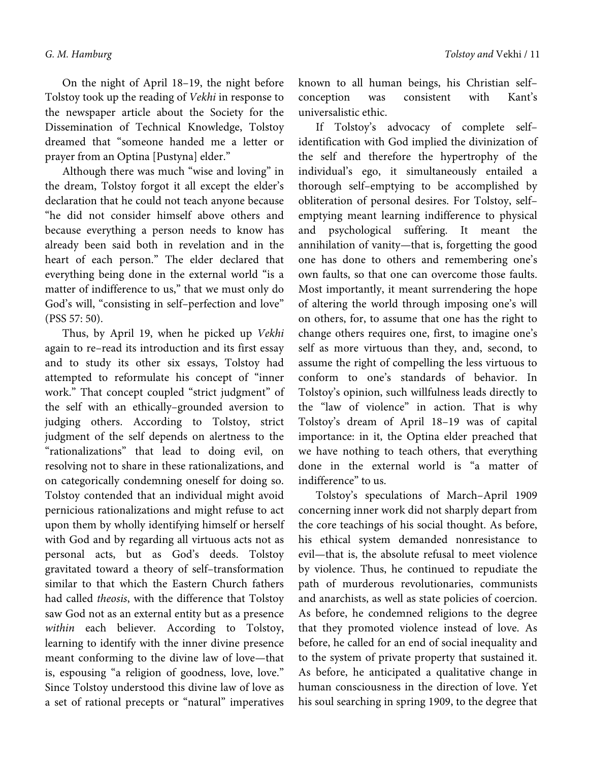On the night of April 18–19, the night before Tolstoy took up the reading of *Vekhi* in response to the newspaper article about the Society for the Dissemination of Technical Knowledge, Tolstoy dreamed that "someone handed me a letter or prayer from an Optina [Pustyna] elder."

Although there was much "wise and loving" in the dream, Tolstoy forgot it all except the elder's declaration that he could not teach anyone because "he did not consider himself above others and because everything a person needs to know has already been said both in revelation and in the heart of each person." The elder declared that everything being done in the external world "is a matter of indifference to us," that we must only do God's will, "consisting in self–perfection and love" (PSS 57: 50).

Thus, by April 19, when he picked up *Vekhi* again to re–read its introduction and its first essay and to study its other six essays, Tolstoy had attempted to reformulate his concept of "inner work." That concept coupled "strict judgment" of the self with an ethically–grounded aversion to judging others. According to Tolstoy, strict judgment of the self depends on alertness to the "rationalizations" that lead to doing evil, on resolving not to share in these rationalizations, and on categorically condemning oneself for doing so. Tolstoy contended that an individual might avoid pernicious rationalizations and might refuse to act upon them by wholly identifying himself or herself with God and by regarding all virtuous acts not as personal acts, but as God's deeds. Tolstoy gravitated toward a theory of self–transformation similar to that which the Eastern Church fathers had called *theosis*, with the difference that Tolstoy saw God not as an external entity but as a presence *within* each believer. According to Tolstoy, learning to identify with the inner divine presence meant conforming to the divine law of love—that is, espousing "a religion of goodness, love, love." Since Tolstoy understood this divine law of love as a set of rational precepts or "natural" imperatives known to all human beings, his Christian self–conception was consistent with Kant's universalistic ethic.

If Tolstoy's advocacy of complete self–identification with God implied the divinization of the self and therefore the hypertrophy of the individual's ego, it simultaneously entailed a thorough self–emptying to be accomplished by obliteration of personal desires. For Tolstoy, self–emptying meant learning indifference to physical and psychological suffering. It meant the annihilation of vanity—that is, forgetting the good one has done to others and remembering one's own faults, so that one can overcome those faults. Most importantly, it meant surrendering the hope of altering the world through imposing one's will on others, for, to assume that one has the right to change others requires one, first, to imagine one's self as more virtuous than they, and, second, to assume the right of compelling the less virtuous to conform to one's standards of behavior. In Tolstoy's opinion, such willfulness leads directly to the "law of violence" in action. That is why Tolstoy's dream of April 18–19 was of capital importance: in it, the Optina elder preached that we have nothing to teach others, that everything done in the external world is "a matter of indifference" to us.

Tolstoy's speculations of March–April 1909 concerning inner work did not sharply depart from the core teachings of his social thought. As before, his ethical system demanded nonresistance to evil—that is, the absolute refusal to meet violence by violence. Thus, he continued to repudiate the path of murderous revolutionaries, communists and anarchists, as well as state policies of coercion. As before, he condemned religions to the degree that they promoted violence instead of love. As before, he called for an end of social inequality and to the system of private property that sustained it. As before, he anticipated a qualitative change in human consciousness in the direction of love. Yet his soul searching in spring 1909, to the degree that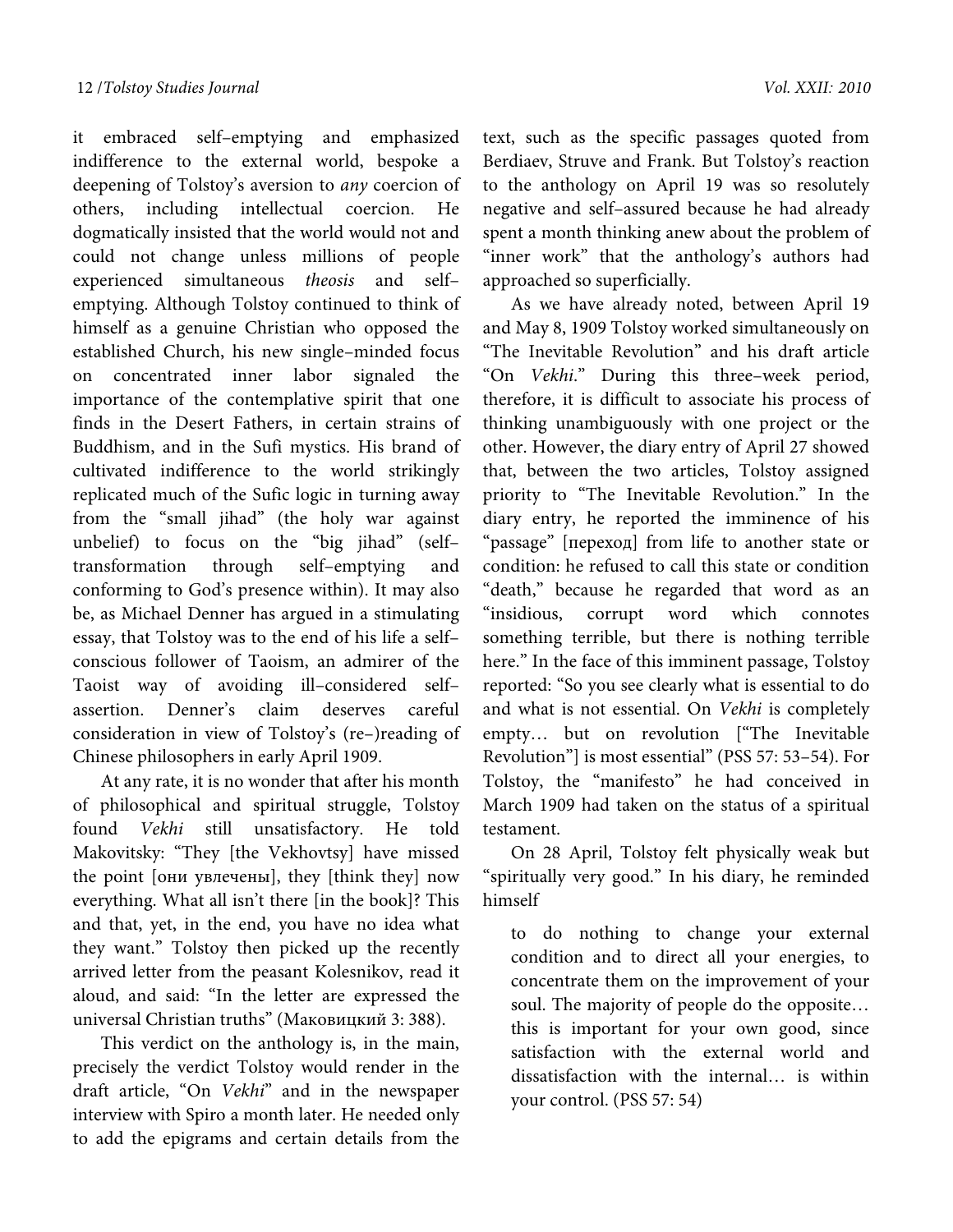it embraced self–emptying and emphasized indifference to the external world, bespoke a deepening of Tolstoy's aversion to *any* coercion of others, including intellectual coercion. He dogmatically insisted that the world would not and could not change unless millions of people experienced simultaneous *theosis* and self–emptying. Although Tolstoy continued to think of himself as a genuine Christian who opposed the established Church, his new single–minded focus on concentrated inner labor signaled the importance of the contemplative spirit that one finds in the Desert Fathers, in certain strains of Buddhism, and in the Sufi mystics. His brand of cultivated indifference to the world strikingly replicated much of the Sufic logic in turning away from the "small jihad" (the holy war against unbelief) to focus on the "big jihad" (self–transformation through self–emptying and conforming to God's presence within). It may also be, as Michael Denner has argued in a stimulating essay, that Tolstoy was to the end of his life a self–conscious follower of Taoism, an admirer of the Taoist way of avoiding ill–considered self–assertion. Denner's claim deserves careful consideration in view of Tolstoy's (re–)reading of Chinese philosophers in early April 1909.

At any rate, it is no wonder that after his month of philosophical and spiritual struggle, Tolstoy found *Vekhi* still unsatisfactory. He told Makovitsky: "They [the Vekhovtsy] have missed the point [они увлечены], they [think they] now everything. What all isn't there [in the book]? This and that, yet, in the end, you have no idea what they want." Tolstoy then picked up the recently arrived letter from the peasant Kolesnikov, read it aloud, and said: "In the letter are expressed the universal Christian truths" (Маковицкий 3: 388).

This verdict on the anthology is, in the main, precisely the verdict Tolstoy would render in the draft article, "On *Vekhi*" and in the newspaper interview with Spiro a month later. He needed only to add the epigrams and certain details from the text, such as the specific passages quoted from Berdiaev, Struve and Frank. But Tolstoy's reaction to the anthology on April 19 was so resolutely negative and self–assured because he had already spent a month thinking anew about the problem of "inner work" that the anthology's authors had approached so superficially.

As we have already noted, between April 19 and May 8, 1909 Tolstoy worked simultaneously on "The Inevitable Revolution" and his draft article "On *Vekhi*." During this three–week period, therefore, it is difficult to associate his process of thinking unambiguously with one project or the other. However, the diary entry of April 27 showed that, between the two articles, Tolstoy assigned priority to "The Inevitable Revolution." In the diary entry, he reported the imminence of his "passage" [переход] from life to another state or condition: he refused to call this state or condition "death," because he regarded that word as an "insidious, corrupt word which connotes something terrible, but there is nothing terrible here." In the face of this imminent passage, Tolstoy reported: "So you see clearly what is essential to do and what is not essential. On *Vekhi* is completely empty… but on revolution ["The Inevitable Revolution"] is most essential" (PSS 57: 53–54). For Tolstoy, the "manifesto" he had conceived in March 1909 had taken on the status of a spiritual testament.

On 28 April, Tolstoy felt physically weak but "spiritually very good." In his diary, he reminded himself

> to do nothing to change your external condition and to direct all your energies, to concentrate them on the improvement of your soul. The majority of people do the opposite… this is important for your own good, since satisfaction with the external world and dissatisfaction with the internal… is within your control. (PSS 57: 54)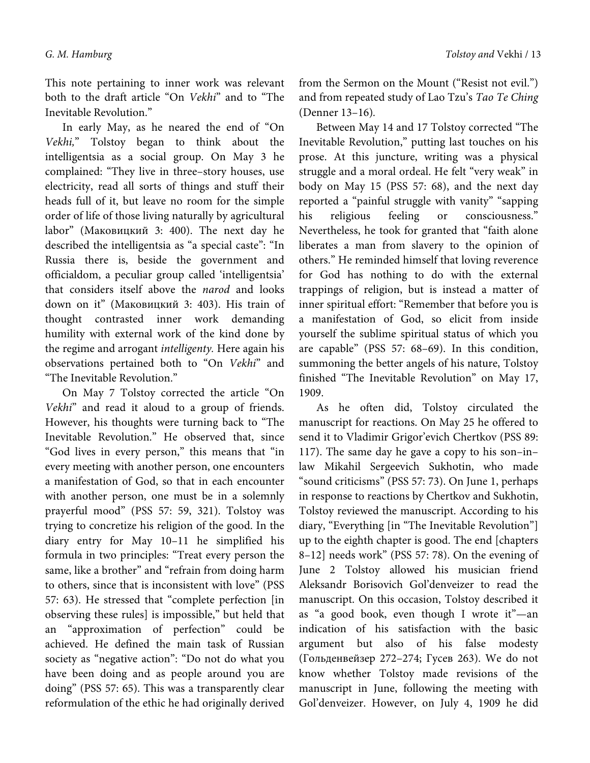This note pertaining to inner work was relevant both to the draft article "On *Vekhi*" and to "The Inevitable Revolution."

In early May, as he neared the end of "On *Vekhi,*" Tolstoy began to think about the intelligentsia as a social group. On May 3 he complained: "They live in three–story houses, use electricity, read all sorts of things and stuff their heads full of it, but leave no room for the simple order of life of those living naturally by agricultural labor" (Маковицкий 3: 400). The next day he described the intelligentsia as "a special caste": "In Russia there is, beside the government and officialdom, a peculiar group called 'intelligentsia' that considers itself above the *narod* and looks down on it" (Маковицкий 3: 403). His train of thought contrasted inner work demanding humility with external work of the kind done by the regime and arrogant *intelligenty*. Here again his observations pertained both to "On *Vekhi*" and "The Inevitable Revolution."

On May 7 Tolstoy corrected the article "On *Vekhi*" and read it aloud to a group of friends. However, his thoughts were turning back to "The Inevitable Revolution." He observed that, since "God lives in every person," this means that "in every meeting with another person, one encounters a manifestation of God, so that in each encounter with another person, one must be in a solemnly prayerful mood" (PSS 57: 59, 321). Tolstoy was trying to concretize his religion of the good. In the diary entry for May 10–11 he simplified his formula in two principles: "Treat every person the same, like a brother" and "refrain from doing harm to others, since that is inconsistent with love" (PSS 57: 63). He stressed that "complete perfection [in observing these rules] is impossible," but held that an "approximation of perfection" could be achieved. He defined the main task of Russian society as "negative action": "Do not do what you have been doing and as people around you are doing" (PSS 57: 65). This was a transparently clear reformulation of the ethic he had originally derived from the Sermon on the Mount ("Resist not evil.") and from repeated study of Lao Tzu's *Tao Te Ching* (Denner 13–16).

Between May 14 and 17 Tolstoy corrected "The Inevitable Revolution," putting last touches on his prose. At this juncture, writing was a physical struggle and a moral ordeal. He felt "very weak" in body on May 15 (PSS 57: 68), and the next day reported a "painful struggle with vanity" "sapping his religious feeling or consciousness." Nevertheless, he took for granted that "faith alone liberates a man from slavery to the opinion of others." He reminded himself that loving reverence for God has nothing to do with the external trappings of religion, but is instead a matter of inner spiritual effort: "Remember that before you is a manifestation of God, so elicit from inside yourself the sublime spiritual status of which you are capable" (PSS 57: 68–69). In this condition, summoning the better angels of his nature, Tolstoy finished "The Inevitable Revolution" on May 17, 1909.

As he often did, Tolstoy circulated the manuscript for reactions. On May 25 he offered to send it to Vladimir Grigor'evich Chertkov (PSS 89: 117). The same day he gave a copy to his son–in–law Mikahil Sergeevich Sukhotin, who made "sound criticisms" (PSS 57: 73). On June 1, perhaps in response to reactions by Chertkov and Sukhotin, Tolstoy reviewed the manuscript. According to his diary, "Everything [in "The Inevitable Revolution"] up to the eighth chapter is good. The end [chapters 8–12] needs work" (PSS 57: 78). On the evening of June 2 Tolstoy allowed his musician friend Aleksandr Borisovich Gol'denveizer to read the manuscript. On this occasion, Tolstoy described it as "a good book, even though I wrote it"—an indication of his satisfaction with the basic argument but also of his false modesty (Гольденвейзер 272–274; Гусев 263). We do not know whether Tolstoy made revisions of the manuscript in June, following the meeting with Gol'denveizer. However, on July 4, 1909 he did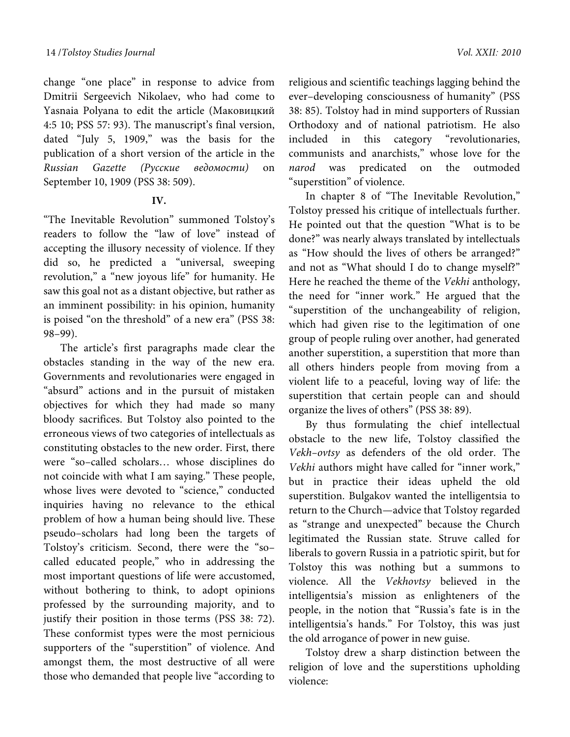change "one place" in response to advice from Dmitrii Sergeevich Nikolaev, who had come to Yasnaia Polyana to edit the article (Маковицкий 4:5 10; PSS 57: 93). The manuscript's final version, dated "July 5, 1909," was the basis for the publication of a short version of the article in the *Russian Gazette (Русские ведомости)* on September 10, 1909 (PSS 38: 509).

## IV.

"The Inevitable Revolution" summoned Tolstoy's readers to follow the "law of love" instead of accepting the illusory necessity of violence. If they did so, he predicted a "universal, sweeping revolution," a "new joyous life" for humanity. He saw this goal not as a distant objective, but rather as an imminent possibility: in his opinion, humanity is poised "on the threshold" of a new era" (PSS 38: 98–99).

The article's first paragraphs made clear the obstacles standing in the way of the new era. Governments and revolutionaries were engaged in "absurd" actions and in the pursuit of mistaken objectives for which they had made so many bloody sacrifices. But Tolstoy also pointed to the erroneous views of two categories of intellectuals as constituting obstacles to the new order. First, there were "so–called scholars… whose disciplines do not coincide with what I am saying." These people, whose lives were devoted to "science," conducted inquiries having no relevance to the ethical problem of how a human being should live. These pseudo–scholars had long been the targets of Tolstoy's criticism. Second, there were the "so–called educated people," who in addressing the most important questions of life were accustomed, without bothering to think, to adopt opinions professed by the surrounding majority, and to justify their position in those terms (PSS 38: 72). These conformist types were the most pernicious supporters of the "superstition" of violence. And amongst them, the most destructive of all were those who demanded that people live "according to religious and scientific teachings lagging behind the ever–developing consciousness of humanity" (PSS 38: 85). Tolstoy had in mind supporters of Russian Orthodoxy and of national patriotism. He also included in this category "revolutionaries, communists and anarchists," whose love for the *narod* was predicated on the outmoded "superstition" of violence.

In chapter 8 of "The Inevitable Revolution," Tolstoy pressed his critique of intellectuals further. He pointed out that the question "What is to be done?" was nearly always translated by intellectuals as "How should the lives of others be arranged?" and not as "What should I do to change myself?" Here he reached the theme of the *Vekhi* anthology, the need for "inner work." He argued that the "superstition of the unchangeability of religion, which had given rise to the legitimation of one group of people ruling over another, had generated another superstition, a superstition that more than all others hinders people from moving from a violent life to a peaceful, loving way of life: the superstition that certain people can and should organize the lives of others" (PSS 38: 89).

By thus formulating the chief intellectual obstacle to the new life, Tolstoy classified the *Vekh–ovtsy* as defenders of the old order. The *Vekhi* authors might have called for "inner work," but in practice their ideas upheld the old superstition. Bulgakov wanted the intelligentsia to return to the Church—advice that Tolstoy regarded as "strange and unexpected" because the Church legitimated the Russian state. Struve called for liberals to govern Russia in a patriotic spirit, but for Tolstoy this was nothing but a summons to violence. All the *Vekhovtsy* believed in the intelligentsia's mission as enlighteners of the people, in the notion that "Russia's fate is in the intelligentsia's hands." For Tolstoy, this was just the old arrogance of power in new guise.

Tolstoy drew a sharp distinction between the religion of love and the superstitions upholding violence: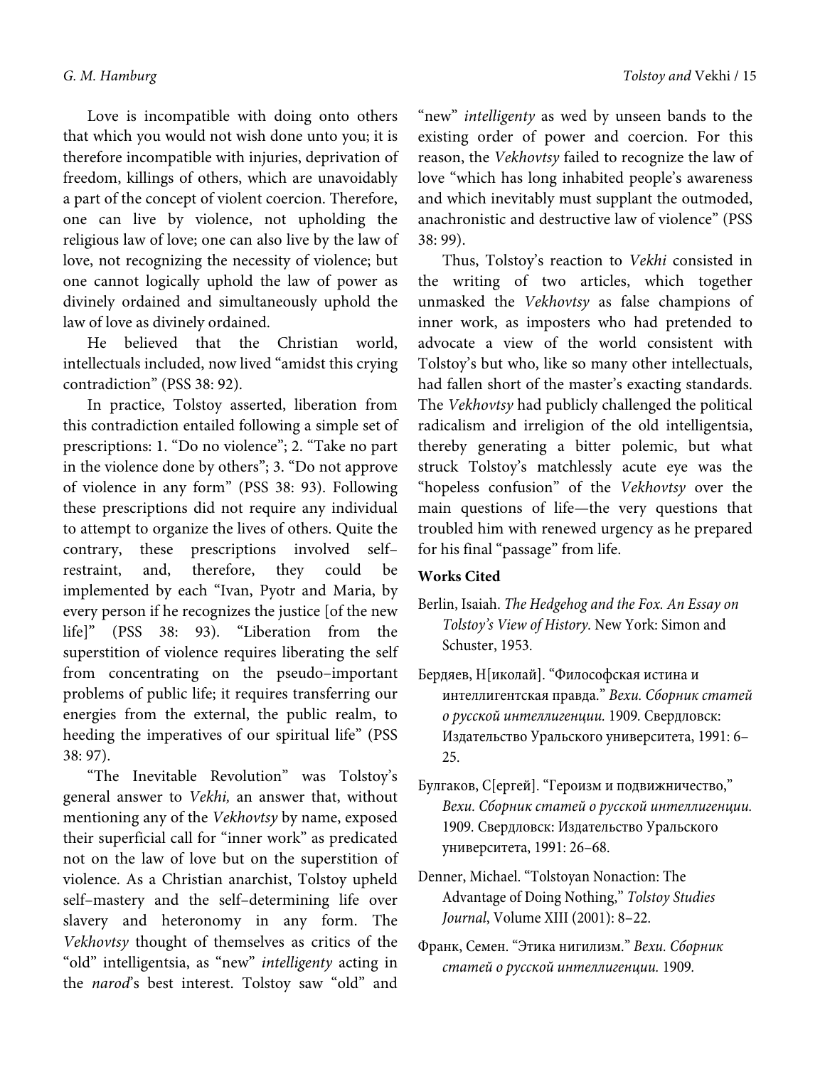Love is incompatible with doing onto others that which you would not wish done unto you; it is therefore incompatible with injuries, deprivation of freedom, killings of others, which are unavoidably a part of the concept of violent coercion. Therefore, one can live by violence, not upholding the religious law of love; one can also live by the law of love, not recognizing the necessity of violence; but one cannot logically uphold the law of power as divinely ordained and simultaneously uphold the law of love as divinely ordained.

He believed that the Christian world, intellectuals included, now lived "amidst this crying contradiction" (PSS 38: 92).

In practice, Tolstoy asserted, liberation from this contradiction entailed following a simple set of prescriptions: 1. "Do no violence"; 2. "Take no part in the violence done by others"; 3. "Do not approve of violence in any form" (PSS 38: 93). Following these prescriptions did not require any individual to attempt to organize the lives of others. Quite the contrary, these prescriptions involved self–restraint, and, therefore, they could be implemented by each "Ivan, Pyotr and Maria, by every person if he recognizes the justice [of the new life]" (PSS 38: 93). "Liberation from the superstition of violence requires liberating the self from concentrating on the pseudo–important problems of public life; it requires transferring our energies from the external, the public realm, to heeding the imperatives of our spiritual life" (PSS 38: 97).

"The Inevitable Revolution" was Tolstoy's general answer to *Vekhi,* an answer that, without mentioning any of the *Vekhovtsy* by name, exposed their superficial call for "inner work" as predicated not on the law of love but on the superstition of violence. As a Christian anarchist, Tolstoy upheld self–mastery and the self–determining life over slavery and heteronomy in any form. The *Vekhovtsy* thought of themselves as critics of the "old" intelligentsia, as "new" *intelligenty* acting in the *narod*'s best interest. Tolstoy saw "old" and "new" *intelligenty* as wed by unseen bands to the existing order of power and coercion. For this reason, the *Vekhovtsy* failed to recognize the law of love "which has long inhabited people's awareness and which inevitably must supplant the outmoded, anachronistic and destructive law of violence" (PSS 38: 99).

Thus, Tolstoy's reaction to *Vekhi* consisted in the writing of two articles, which together unmasked the *Vekhovtsy* as false champions of inner work, as imposters who had pretended to advocate a view of the world consistent with Tolstoy's but who, like so many other intellectuals, had fallen short of the master's exacting standards. The *Vekhovtsy* had publicly challenged the political radicalism and irreligion of the old intelligentsia, thereby generating a bitter polemic, but what struck Tolstoy's matchlessly acute eye was the "hopeless confusion" of the *Vekhovtsy* over the main questions of life—the very questions that troubled him with renewed urgency as he prepared for his final "passage" from life.

**Works Cited**

Berlin, Isaiah. *The Hedgehog and the Fox. An Essay on Tolstoy's View of History.* New York: Simon and Schuster, 1953.

Бердяев, Н[иколай]. "Философская истина и интеллигентская правда." *Вехи. Сборник статей о русской интеллигенции.* 1909. Свердловск: Издательство Уральского университета, 1991: 6–25.

Булгаков, С[ергей]. "Героизм и подвижничество," *Вехи. Сборник статей о русской интеллигенции.* 1909. Свердловск: Издательство Уральского университета, 1991: 26–68.

Denner, Michael. "Tolstoyan Nonaction: The Advantage of Doing Nothing," *Tolstoy Studies Journal*, Volume XIII (2001): 8–22.

Франк, Семен. "Этика нигилизм." *Вехи. Сборник статей о русской интеллигенции.* 1909.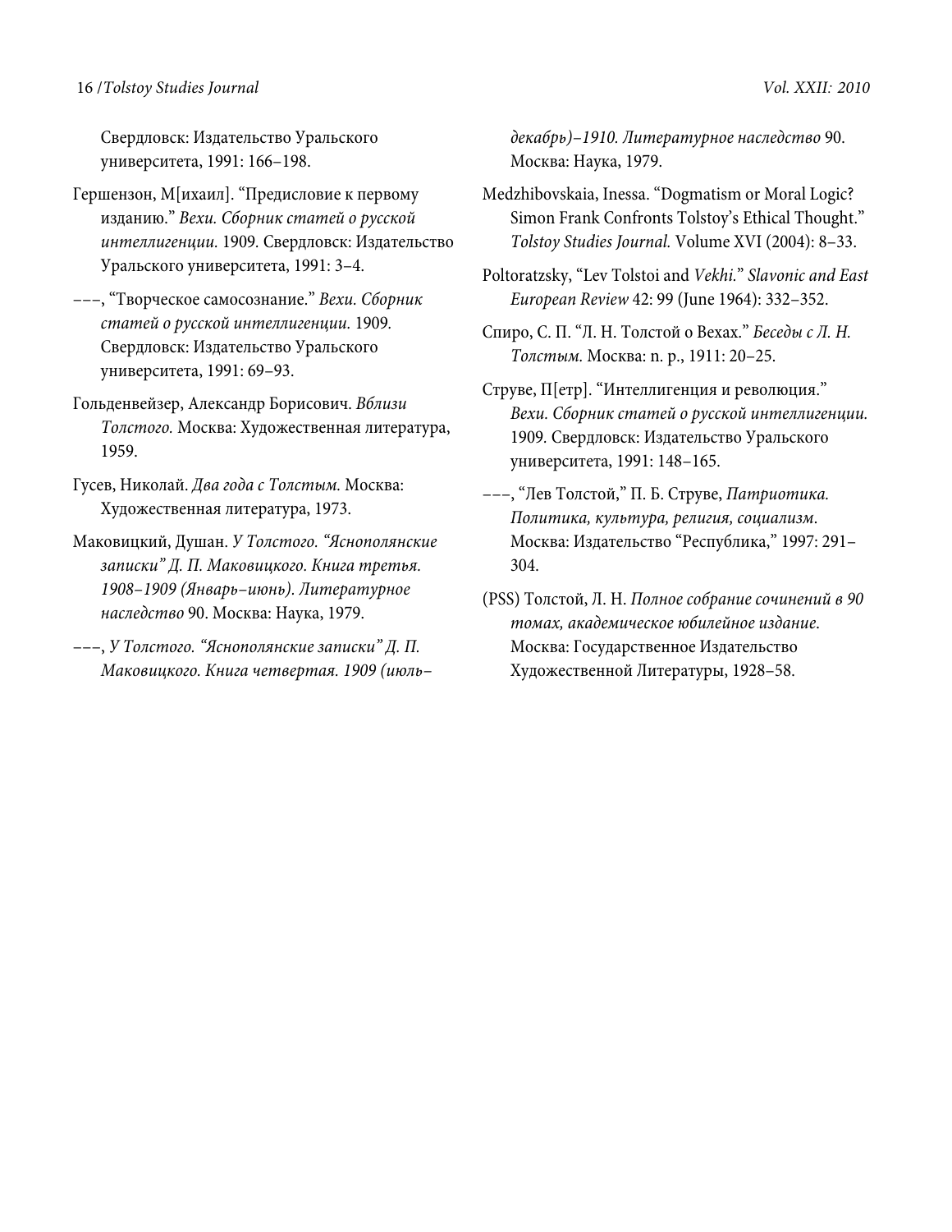Свердловск: Издательство Уральского университета, 1991: 166–198.

Гершензон, М[ихаил]. “Предисловие к первому изданию.” *Вехи. Сборник статей о русской интеллигенции.* 1909. Свердловск: Издательство Уральского университета, 1991: 3–4.

–––, “Творческое самосознание.” *Вехи. Сборник статей о русской интеллигенции.* 1909. Свердловск: Издательство Уральского университета, 1991: 69–93.

Гольденвейзер, Александр Борисович. *Вблизи Толстого.* Москва: Художественная литература, 1959.

Гусев, Николай. *Два года с Толстым.* Москва: Художественная литература, 1973.

Маковицкий, Душан. *У Толстого. “Яснополянские записки” Д. П. Маковицкого. Книга третья. 1908–1909 (Январь–июнь). Литературное наследство* 90. Москва: Наука, 1979.

–––, *У Толстого. “Яснополянские записки” Д. П. Маковицкого. Книга четвертая. 1909 (июль–декабрь)–1910. Литературное наследство* 90. Москва: Наука, 1979.

Medzhibovskaia, Inessa. “Dogmatism or Moral Logic? Simon Frank Confronts Tolstoy’s Ethical Thought.” *Tolstoy Studies Journal.* Volume XVI (2004): 8–33.

Poltoratzsky, “Lev Tolstoi and *Vekhi.*” *Slavonic and East European Review* 42: 99 (June 1964): 332–352.

Спиро, С. П. “Л. Н. Толстой о Вехах.” *Беседы с Л. Н. Толстым.* Москва: n. p., 1911: 20–25.

Струве, П[етр]. “Интеллигенция и революция.” *Вехи. Сборник статей о русской интеллигенции.* 1909. Свердловск: Издательство Уральского университета, 1991: 148–165.

–––, “Лев Толстой,” П. Б. Струве, *Патриотика. Политика, культура, религия, социализм*. Москва: Издательство “Республика,” 1997: 291–304.

(PSS) Толстой, Л. Н. *Полное собрание сочинений в 90 томах, академическое юбилейное издание*. Москва: Государственное Издательство Художественной Литературы, 1928–58.